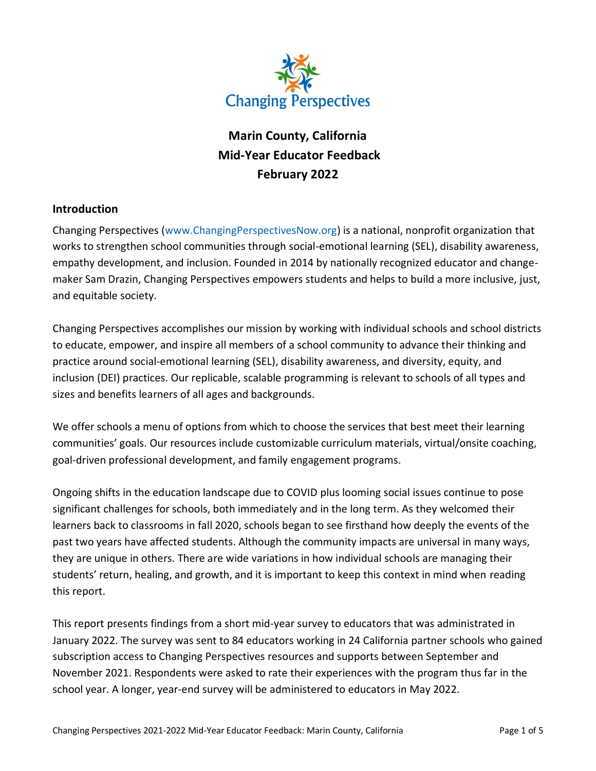Changing Perspectives

# Marin County, California
# Mid-Year Educator Feedback
# February 2022

## Introduction

Changing Perspectives (www.ChangingPerspectivesNow.org) is a national, nonprofit organization that works to strengthen school communities through social-emotional learning (SEL), disability awareness, empathy development, and inclusion. Founded in 2014 by nationally recognized educator and change-maker Sam Drazin, Changing Perspectives empowers students and helps to build a more inclusive, just, and equitable society.

Changing Perspectives accomplishes our mission by working with individual schools and school districts to educate, empower, and inspire all members of a school community to advance their thinking and practice around social-emotional learning (SEL), disability awareness, and diversity, equity, and inclusion (DEI) practices. Our replicable, scalable programming is relevant to schools of all types and sizes and benefits learners of all ages and backgrounds.

We offer schools a menu of options from which to choose the services that best meet their learning communities' goals. Our resources include customizable curriculum materials, virtual/onsite coaching, goal-driven professional development, and family engagement programs.

Ongoing shifts in the education landscape due to COVID plus looming social issues continue to pose significant challenges for schools, both immediately and in the long term. As they welcomed their learners back to classrooms in fall 2020, schools began to see firsthand how deeply the events of the past two years have affected students. Although the community impacts are universal in many ways, they are unique in others. There are wide variations in how individual schools are managing their students' return, healing, and growth, and it is important to keep this context in mind when reading this report.

This report presents findings from a short mid-year survey to educators that was administrated in January 2022. The survey was sent to 84 educators working in 24 California partner schools who gained subscription access to Changing Perspectives resources and supports between September and November 2021. Respondents were asked to rate their experiences with the program thus far in the school year. A longer, year-end survey will be administered to educators in May 2022.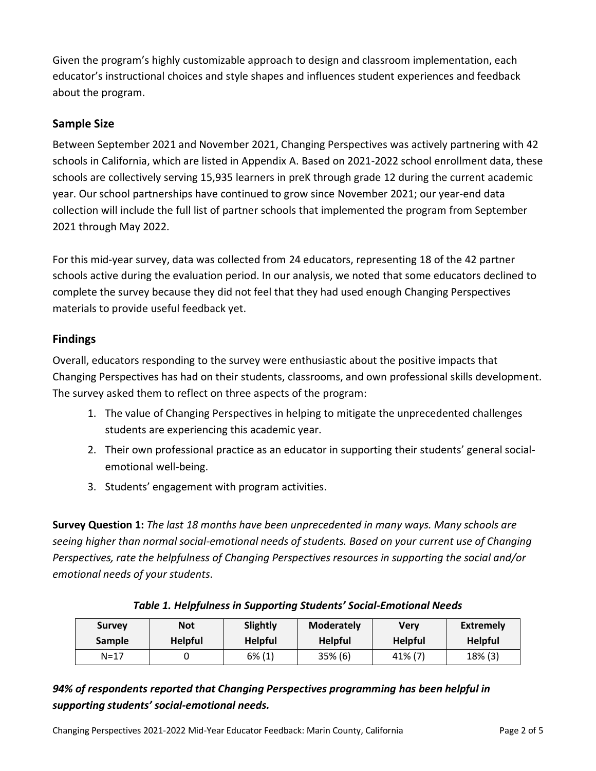Given the program's highly customizable approach to design and classroom implementation, each educator's instructional choices and style shapes and influences student experiences and feedback about the program.

## Sample Size

Between September 2021 and November 2021, Changing Perspectives was actively partnering with 42 schools in California, which are listed in Appendix A. Based on 2021-2022 school enrollment data, these schools are collectively serving 15,935 learners in preK through grade 12 during the current academic year. Our school partnerships have continued to grow since November 2021; our year-end data collection will include the full list of partner schools that implemented the program from September 2021 through May 2022.

For this mid-year survey, data was collected from 24 educators, representing 18 of the 42 partner schools active during the evaluation period. In our analysis, we noted that some educators declined to complete the survey because they did not feel that they had used enough Changing Perspectives materials to provide useful feedback yet.

## Findings

Overall, educators responding to the survey were enthusiastic about the positive impacts that Changing Perspectives has had on their students, classrooms, and own professional skills development. The survey asked them to reflect on three aspects of the program:

1. The value of Changing Perspectives in helping to mitigate the unprecedented challenges students are experiencing this academic year.
2. Their own professional practice as an educator in supporting their students' general social-emotional well-being.
3. Students' engagement with program activities.

**Survey Question 1:** *The last 18 months have been unprecedented in many ways. Many schools are seeing higher than normal social-emotional needs of students. Based on your current use of Changing Perspectives, rate the helpfulness of Changing Perspectives resources in supporting the social and/or emotional needs of your students.*

***Table 1. Helpfulness in Supporting Students' Social-Emotional Needs***

| Survey Sample | Not Helpful | Slightly Helpful | Moderately Helpful | Very Helpful | Extremely Helpful |
|---|---|---|---|---|---|
| N=17 | 0 | 6% (1) | 35% (6) | 41% (7) | 18% (3) |

***94% of respondents reported that Changing Perspectives programming has been helpful in supporting students' social-emotional needs.***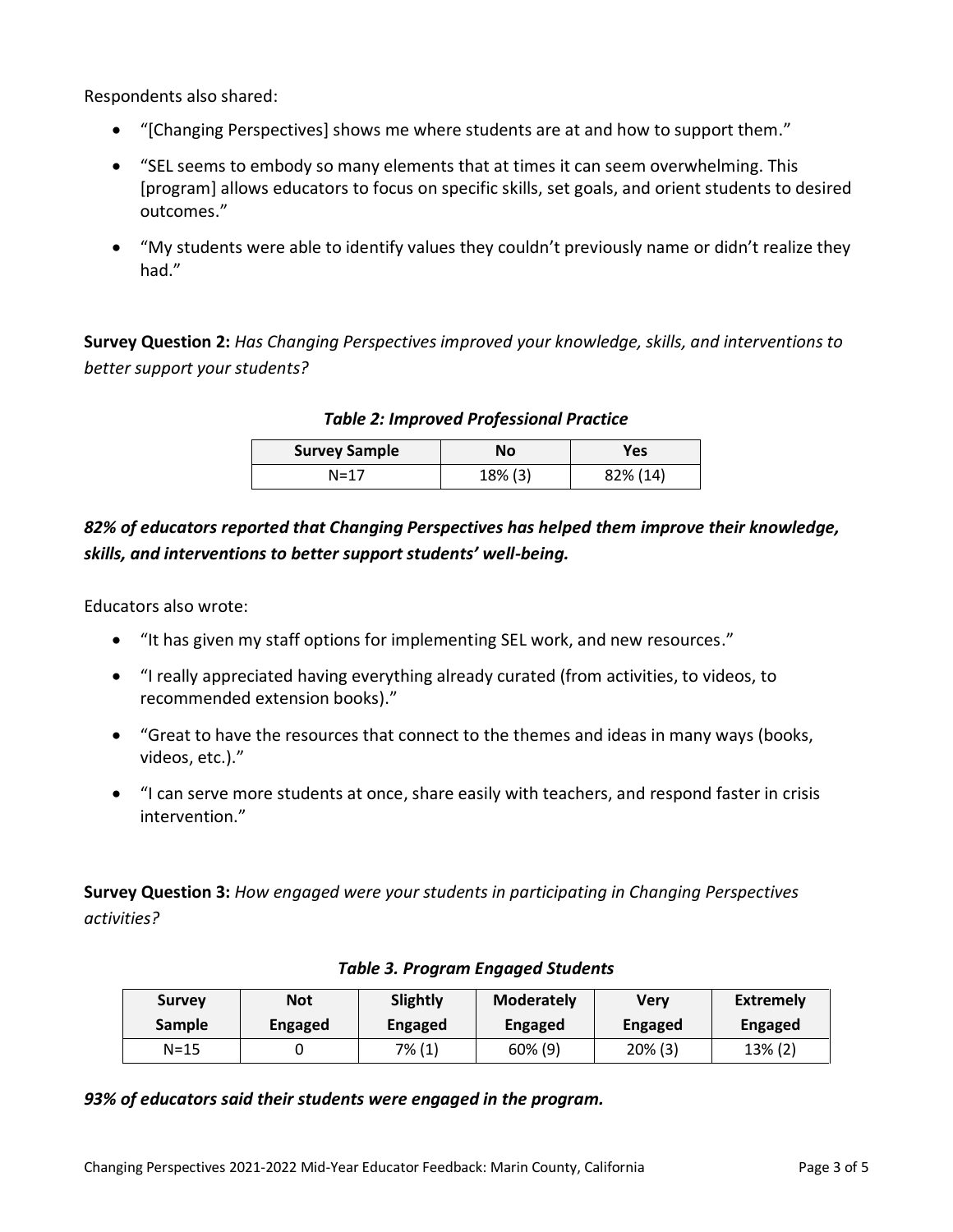Respondents also shared:

- "[Changing Perspectives] shows me where students are at and how to support them."
- "SEL seems to embody so many elements that at times it can seem overwhelming. This [program] allows educators to focus on specific skills, set goals, and orient students to desired outcomes."
- "My students were able to identify values they couldn't previously name or didn't realize they had."

**Survey Question 2:** *Has Changing Perspectives improved your knowledge, skills, and interventions to better support your students?*

***Table 2: Improved Professional Practice***

| Survey Sample | No | Yes |
|---|---|---|
| N=17 | 18% (3) | 82% (14) |

***82% of educators reported that Changing Perspectives has helped them improve their knowledge, skills, and interventions to better support students' well-being.***

Educators also wrote:

- "It has given my staff options for implementing SEL work, and new resources."
- "I really appreciated having everything already curated (from activities, to videos, to recommended extension books)."
- "Great to have the resources that connect to the themes and ideas in many ways (books, videos, etc.)."
- "I can serve more students at once, share easily with teachers, and respond faster in crisis intervention."

**Survey Question 3:** *How engaged were your students in participating in Changing Perspectives activities?*

***Table 3. Program Engaged Students***

| Survey Sample | Not Engaged | Slightly Engaged | Moderately Engaged | Very Engaged | Extremely Engaged |
|---|---|---|---|---|---|
| N=15 | 0 | 7% (1) | 60% (9) | 20% (3) | 13% (2) |

***93% of educators said their students were engaged in the program.***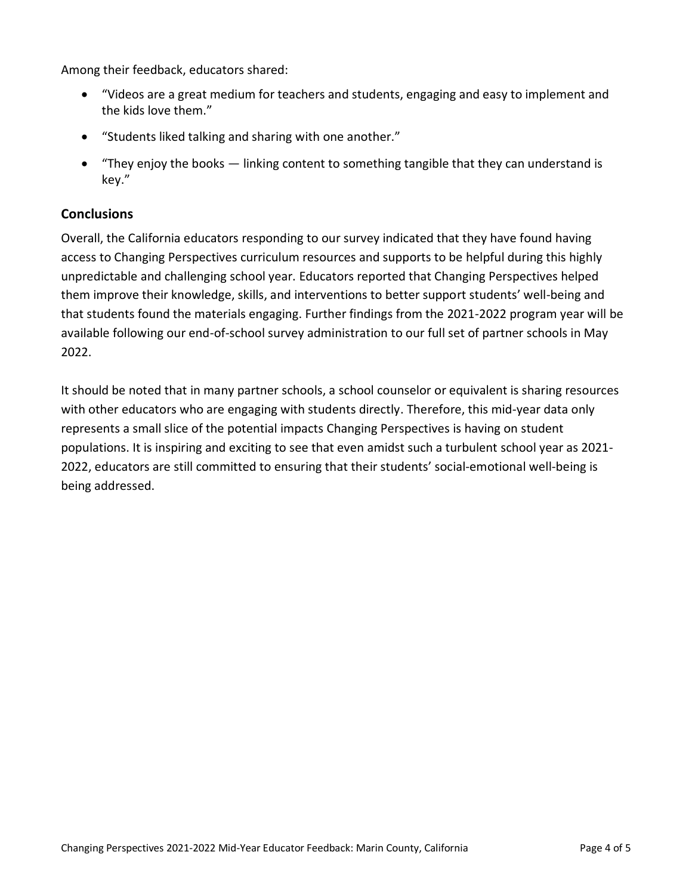Among their feedback, educators shared:

- “Videos are a great medium for teachers and students, engaging and easy to implement and the kids love them.”
- “Students liked talking and sharing with one another.”
- “They enjoy the books — linking content to something tangible that they can understand is key.”

## Conclusions

Overall, the California educators responding to our survey indicated that they have found having access to Changing Perspectives curriculum resources and supports to be helpful during this highly unpredictable and challenging school year. Educators reported that Changing Perspectives helped them improve their knowledge, skills, and interventions to better support students’ well-being and that students found the materials engaging. Further findings from the 2021-2022 program year will be available following our end-of-school survey administration to our full set of partner schools in May 2022.

It should be noted that in many partner schools, a school counselor or equivalent is sharing resources with other educators who are engaging with students directly. Therefore, this mid-year data only represents a small slice of the potential impacts Changing Perspectives is having on student populations. It is inspiring and exciting to see that even amidst such a turbulent school year as 2021-2022, educators are still committed to ensuring that their students’ social-emotional well-being is being addressed.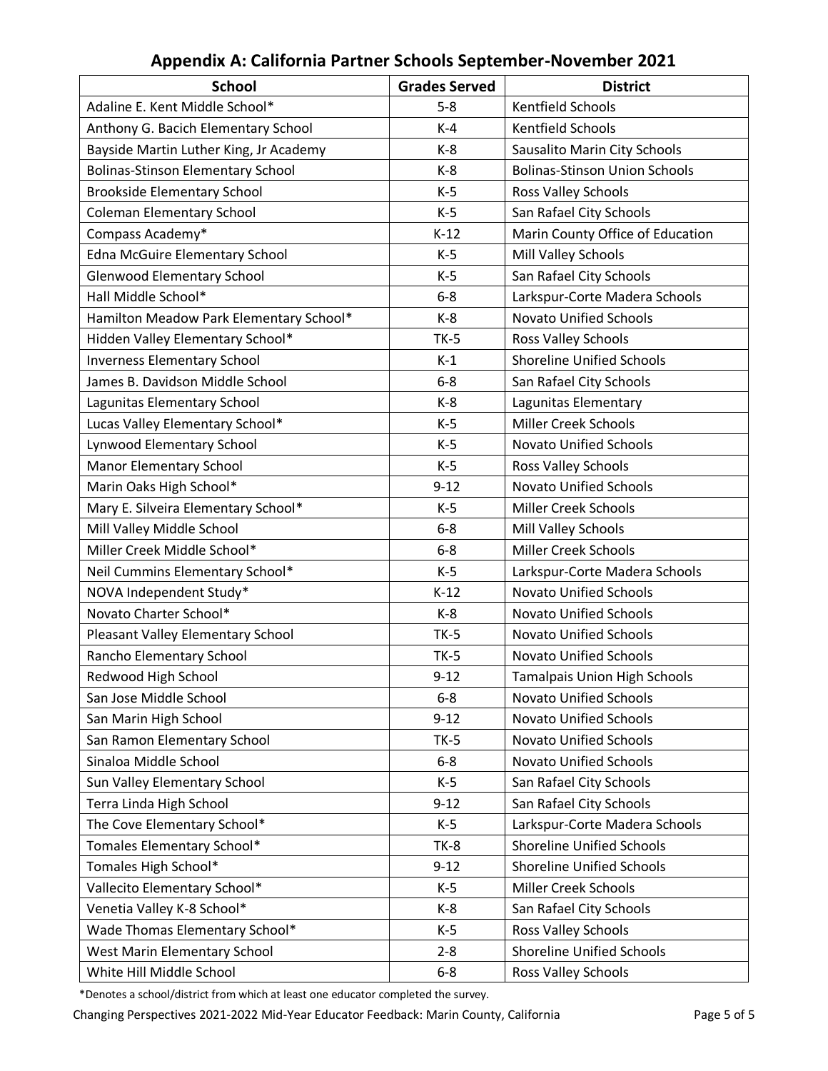## Appendix A: California Partner Schools September-November 2021

| School | Grades Served | District |
|---|---|---|
| Adaline E. Kent Middle School* | 5-8 | Kentfield Schools |
| Anthony G. Bacich Elementary School | K-4 | Kentfield Schools |
| Bayside Martin Luther King, Jr Academy | K-8 | Sausalito Marin City Schools |
| Bolinas-Stinson Elementary School | K-8 | Bolinas-Stinson Union Schools |
| Brookside Elementary School | K-5 | Ross Valley Schools |
| Coleman Elementary School | K-5 | San Rafael City Schools |
| Compass Academy* | K-12 | Marin County Office of Education |
| Edna McGuire Elementary School | K-5 | Mill Valley Schools |
| Glenwood Elementary School | K-5 | San Rafael City Schools |
| Hall Middle School* | 6-8 | Larkspur-Corte Madera Schools |
| Hamilton Meadow Park Elementary School* | K-8 | Novato Unified Schools |
| Hidden Valley Elementary School* | TK-5 | Ross Valley Schools |
| Inverness Elementary School | K-1 | Shoreline Unified Schools |
| James B. Davidson Middle School | 6-8 | San Rafael City Schools |
| Lagunitas Elementary School | K-8 | Lagunitas Elementary |
| Lucas Valley Elementary School* | K-5 | Miller Creek Schools |
| Lynwood Elementary School | K-5 | Novato Unified Schools |
| Manor Elementary School | K-5 | Ross Valley Schools |
| Marin Oaks High School* | 9-12 | Novato Unified Schools |
| Mary E. Silveira Elementary School* | K-5 | Miller Creek Schools |
| Mill Valley Middle School | 6-8 | Mill Valley Schools |
| Miller Creek Middle School* | 6-8 | Miller Creek Schools |
| Neil Cummins Elementary School* | K-5 | Larkspur-Corte Madera Schools |
| NOVA Independent Study* | K-12 | Novato Unified Schools |
| Novato Charter School* | K-8 | Novato Unified Schools |
| Pleasant Valley Elementary School | TK-5 | Novato Unified Schools |
| Rancho Elementary School | TK-5 | Novato Unified Schools |
| Redwood High School | 9-12 | Tamalpais Union High Schools |
| San Jose Middle School | 6-8 | Novato Unified Schools |
| San Marin High School | 9-12 | Novato Unified Schools |
| San Ramon Elementary School | TK-5 | Novato Unified Schools |
| Sinaloa Middle School | 6-8 | Novato Unified Schools |
| Sun Valley Elementary School | K-5 | San Rafael City Schools |
| Terra Linda High School | 9-12 | San Rafael City Schools |
| The Cove Elementary School* | K-5 | Larkspur-Corte Madera Schools |
| Tomales Elementary School* | TK-8 | Shoreline Unified Schools |
| Tomales High School* | 9-12 | Shoreline Unified Schools |
| Vallecito Elementary School* | K-5 | Miller Creek Schools |
| Venetia Valley K-8 School* | K-8 | San Rafael City Schools |
| Wade Thomas Elementary School* | K-5 | Ross Valley Schools |
| West Marin Elementary School | 2-8 | Shoreline Unified Schools |
| White Hill Middle School | 6-8 | Ross Valley Schools |

*Denotes a school/district from which at least one educator completed the survey.